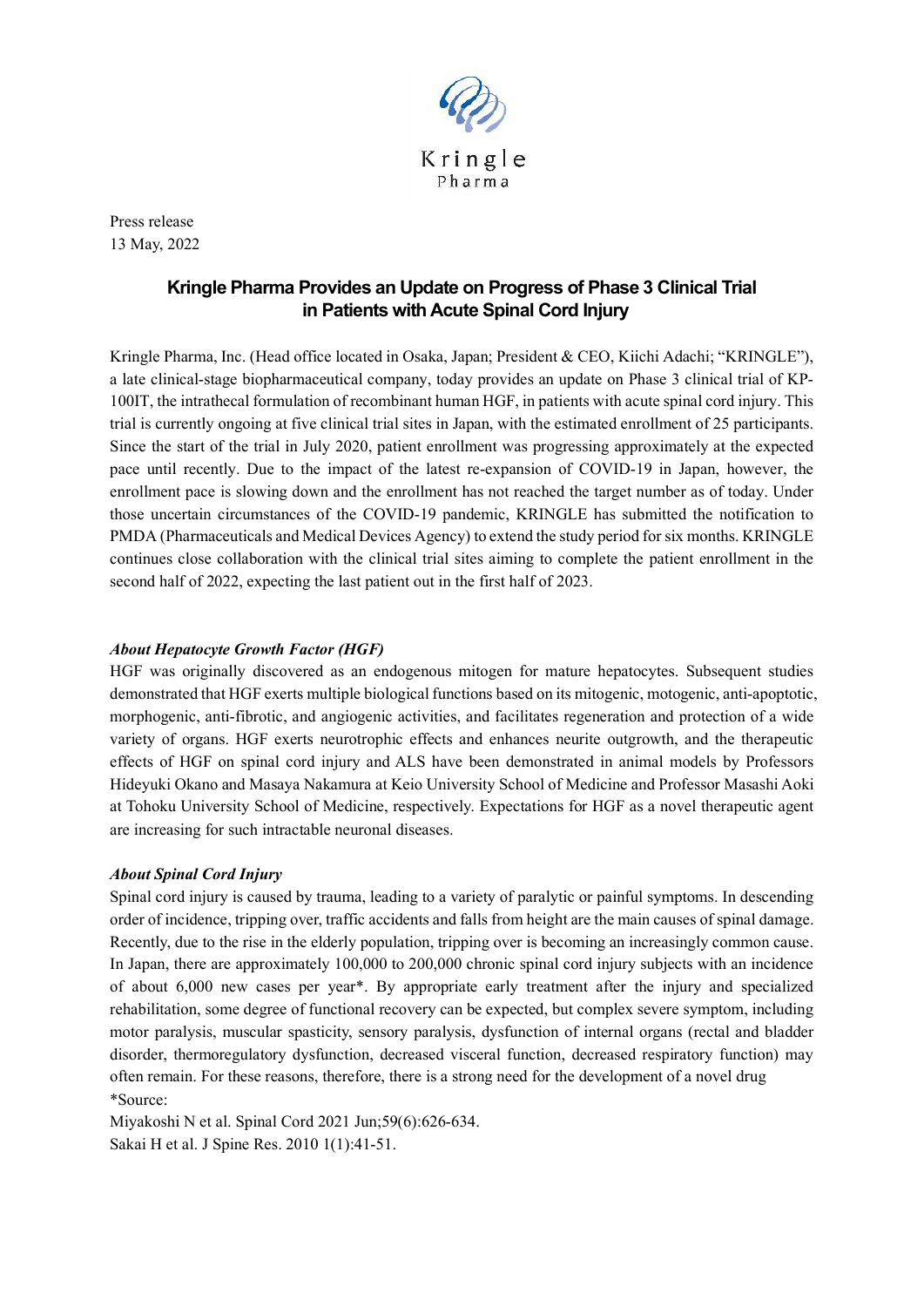Press release
13 May, 2022

# Kringle Pharma Provides an Update on Progress of Phase 3 Clinical Trial in Patients with Acute Spinal Cord Injury

Kringle Pharma, Inc. (Head office located in Osaka, Japan; President & CEO, Kiichi Adachi; "KRINGLE"), a late clinical-stage biopharmaceutical company, today provides an update on Phase 3 clinical trial of KP-100IT, the intrathecal formulation of recombinant human HGF, in patients with acute spinal cord injury. This trial is currently ongoing at five clinical trial sites in Japan, with the estimated enrollment of 25 participants. Since the start of the trial in July 2020, patient enrollment was progressing approximately at the expected pace until recently. Due to the impact of the latest re-expansion of COVID-19 in Japan, however, the enrollment pace is slowing down and the enrollment has not reached the target number as of today. Under those uncertain circumstances of the COVID-19 pandemic, KRINGLE has submitted the notification to PMDA (Pharmaceuticals and Medical Devices Agency) to extend the study period for six months. KRINGLE continues close collaboration with the clinical trial sites aiming to complete the patient enrollment in the second half of 2022, expecting the last patient out in the first half of 2023.

### *About Hepatocyte Growth Factor (HGF)*

HGF was originally discovered as an endogenous mitogen for mature hepatocytes. Subsequent studies demonstrated that HGF exerts multiple biological functions based on its mitogenic, motogenic, anti-apoptotic, morphogenic, anti-fibrotic, and angiogenic activities, and facilitates regeneration and protection of a wide variety of organs. HGF exerts neurotrophic effects and enhances neurite outgrowth, and the therapeutic effects of HGF on spinal cord injury and ALS have been demonstrated in animal models by Professors Hideyuki Okano and Masaya Nakamura at Keio University School of Medicine and Professor Masashi Aoki at Tohoku University School of Medicine, respectively. Expectations for HGF as a novel therapeutic agent are increasing for such intractable neuronal diseases.

### *About Spinal Cord Injury*

Spinal cord injury is caused by trauma, leading to a variety of paralytic or painful symptoms. In descending order of incidence, tripping over, traffic accidents and falls from height are the main causes of spinal damage. Recently, due to the rise in the elderly population, tripping over is becoming an increasingly common cause. In Japan, there are approximately 100,000 to 200,000 chronic spinal cord injury subjects with an incidence of about 6,000 new cases per year*. By appropriate early treatment after the injury and specialized rehabilitation, some degree of functional recovery can be expected, but complex severe symptom, including motor paralysis, muscular spasticity, sensory paralysis, dysfunction of internal organs (rectal and bladder disorder, thermoregulatory dysfunction, decreased visceral function, decreased respiratory function) may often remain. For these reasons, therefore, there is a strong need for the development of a novel drug

*Source:
Miyakoshi N et al. Spinal Cord 2021 Jun;59(6):626-634.
Sakai H et al. J Spine Res. 2010 1(1):41-51.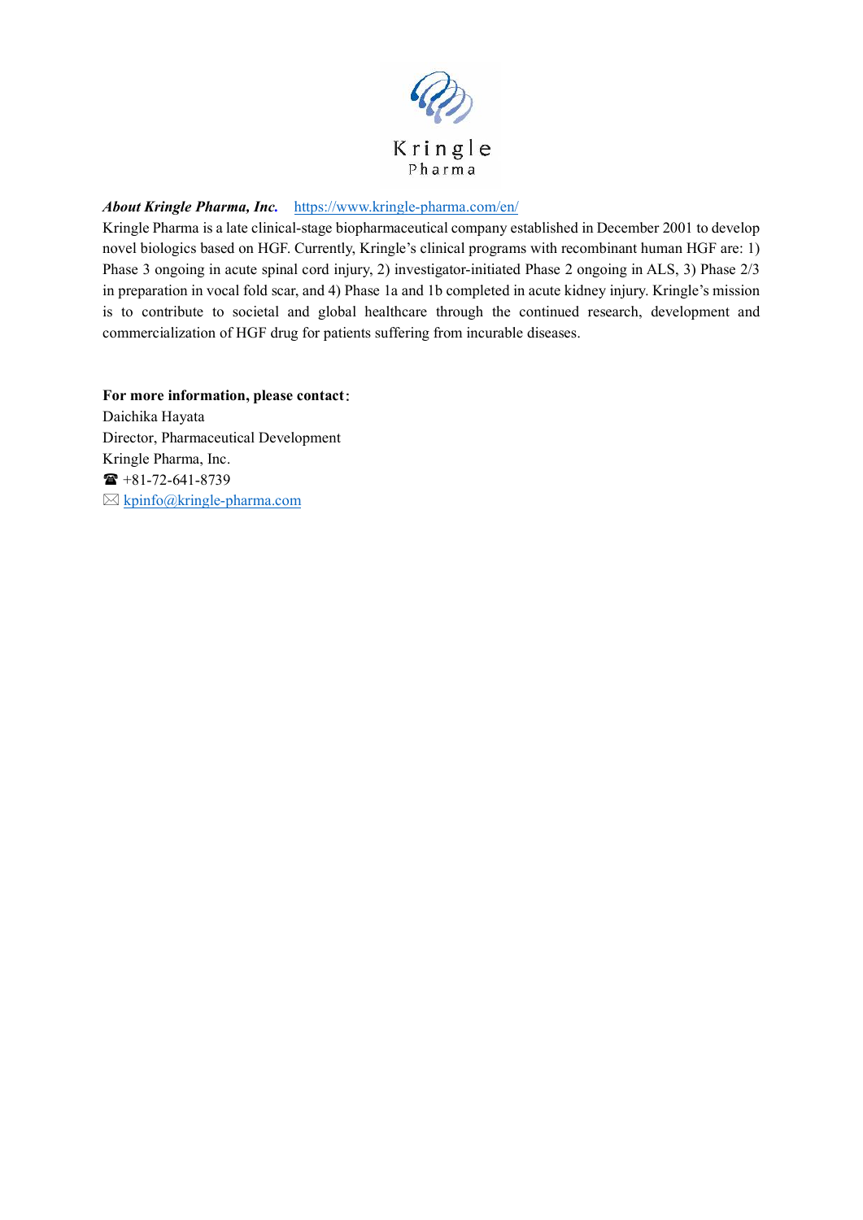Kringle
Pharma

***About Kringle Pharma, Inc.*** https://www.kringle-pharma.com/en/

Kringle Pharma is a late clinical-stage biopharmaceutical company established in December 2001 to develop novel biologics based on HGF. Currently, Kringle's clinical programs with recombinant human HGF are: 1) Phase 3 ongoing in acute spinal cord injury, 2) investigator-initiated Phase 2 ongoing in ALS, 3) Phase 2/3 in preparation in vocal fold scar, and 4) Phase 1a and 1b completed in acute kidney injury. Kringle's mission is to contribute to societal and global healthcare through the continued research, development and commercialization of HGF drug for patients suffering from incurable diseases.

**For more information, please contact**：

Daichika Hayata
Director, Pharmaceutical Development
Kringle Pharma, Inc.
☎ +81-72-641-8739
✉ kpinfo@kringle-pharma.com